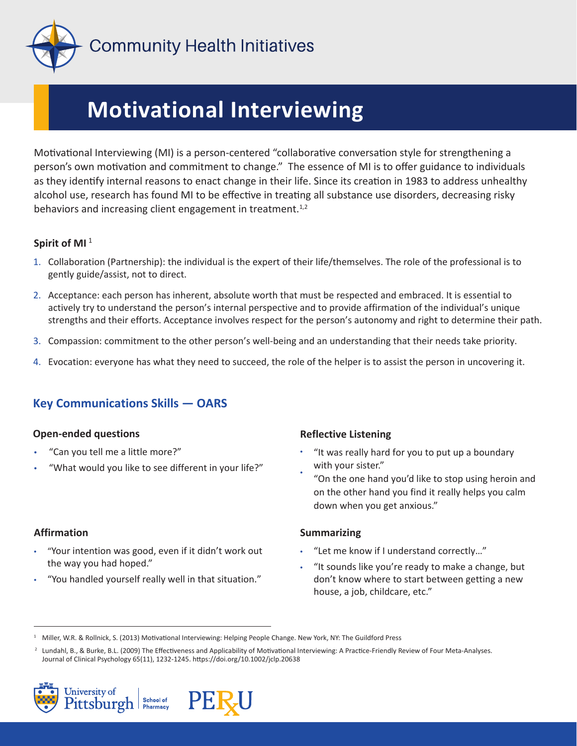Community Health Initiatives

# Motivational Interviewing

Motivational Interviewing (MI) is a person-centered "collaborative conversation style for strengthening a person's own motivation and commitment to change." The essence of MI is to offer guidance to individuals as they identify internal reasons to enact change in their life. Since its creation in 1983 to address unhealthy alcohol use, research has found MI to be effective in treating all substance use disorders, decreasing risky behaviors and increasing client engagement in treatment.[1,2]

**Spirit of MI** [1]

1. Collaboration (Partnership): the individual is the expert of their life/themselves. The role of the professional is to gently guide/assist, not to direct.
2. Acceptance: each person has inherent, absolute worth that must be respected and embraced. It is essential to actively try to understand the person's internal perspective and to provide affirmation of the individual's unique strengths and their efforts. Acceptance involves respect for the person's autonomy and right to determine their path.
3. Compassion: commitment to the other person's well-being and an understanding that their needs take priority.
4. Evocation: everyone has what they need to succeed, the role of the helper is to assist the person in uncovering it.

## Key Communications Skills — OARS

**Open-ended questions**

- "Can you tell me a little more?"
- "What would you like to see different in your life?"

**Affirmation**

- "Your intention was good, even if it didn't work out the way you had hoped."
- "You handled yourself really well in that situation."

**Reflective Listening**

- "It was really hard for you to put up a boundary with your sister."
- "On the one hand you'd like to stop using heroin and on the other hand you find it really helps you calm down when you get anxious."

**Summarizing**

- "Let me know if I understand correctly…"
- "It sounds like you're ready to make a change, but don't know where to start between getting a new house, a job, childcare, etc."

---

[1] Miller, W.R. & Rollnick, S. (2013) Motivational Interviewing: Helping People Change. New York, NY: The Guildford Press

[2] Lundahl, B., & Burke, B.L. (2009) The Effectiveness and Applicability of Motivational Interviewing: A Practice-Friendly Review of Four Meta-Analyses. Journal of Clinical Psychology 65(11), 1232-1245. https://doi.org/10.1002/jclp.20638

University of Pittsburgh School of Pharmacy | PERU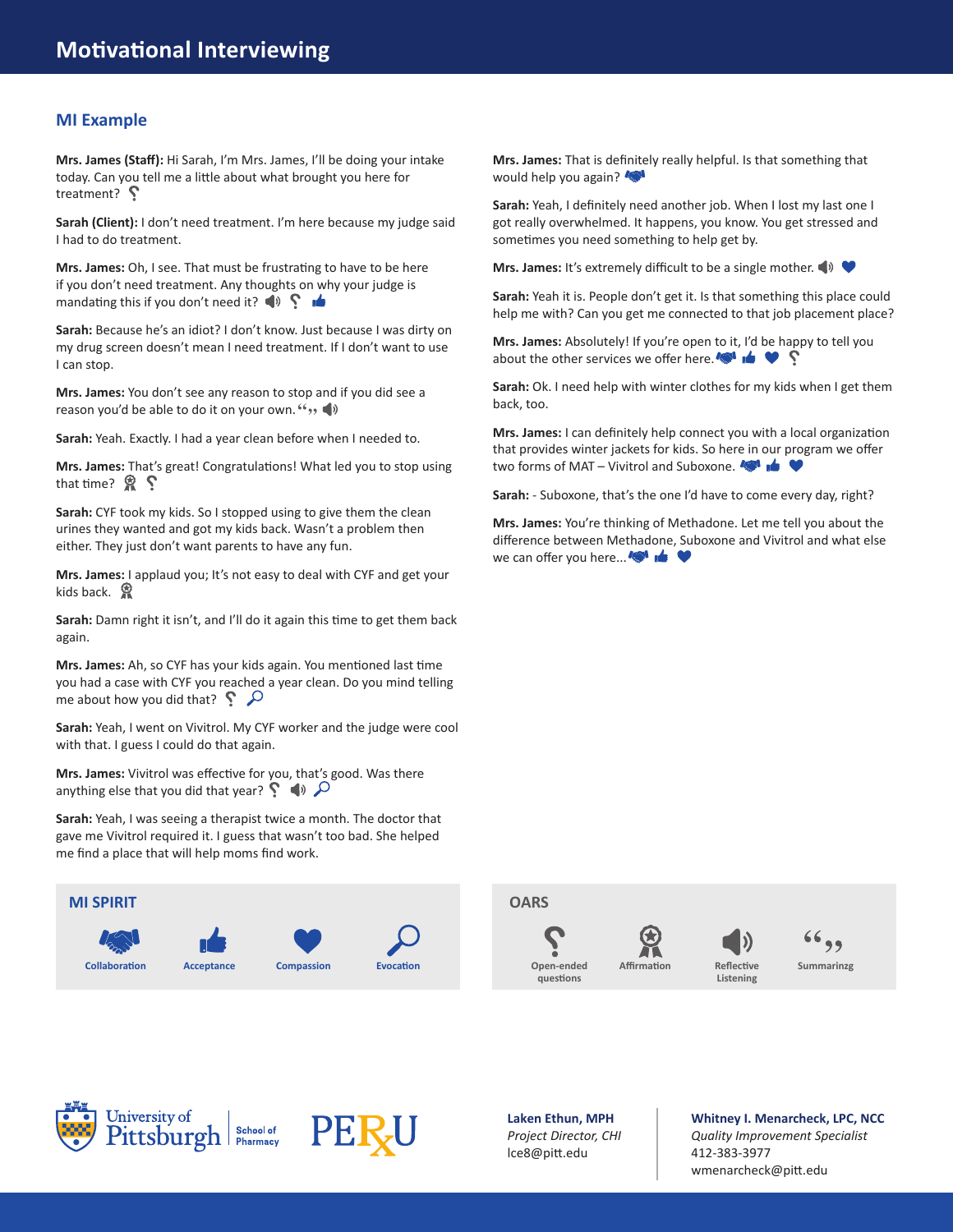## Motivational Interviewing

### MI Example

**Mrs. James (Staff):** Hi Sarah, I'm Mrs. James, I'll be doing your intake today. Can you tell me a little about what brought you here for treatment?

**Sarah (Client):** I don't need treatment. I'm here because my judge said I had to do treatment.

**Mrs. James:** Oh, I see. That must be frustrating to have to be here if you don't need treatment. Any thoughts on why your judge is mandating this if you don't need it?

**Sarah:** Because he's an idiot? I don't know. Just because I was dirty on my drug screen doesn't mean I need treatment. If I don't want to use I can stop.

**Mrs. James:** You don't see any reason to stop and if you did see a reason you'd be able to do it on your own.

**Sarah:** Yeah. Exactly. I had a year clean before when I needed to.

**Mrs. James:** That's great! Congratulations! What led you to stop using that time?

**Sarah:** CYF took my kids. So I stopped using to give them the clean urines they wanted and got my kids back. Wasn't a problem then either. They just don't want parents to have any fun.

**Mrs. James:** I applaud you; It's not easy to deal with CYF and get your kids back.

**Sarah:** Damn right it isn't, and I'll do it again this time to get them back again.

**Mrs. James:** Ah, so CYF has your kids again. You mentioned last time you had a case with CYF you reached a year clean. Do you mind telling me about how you did that?

**Sarah:** Yeah, I went on Vivitrol. My CYF worker and the judge were cool with that. I guess I could do that again.

**Mrs. James:** Vivitrol was effective for you, that's good. Was there anything else that you did that year?

**Sarah:** Yeah, I was seeing a therapist twice a month. The doctor that gave me Vivitrol required it. I guess that wasn't too bad. She helped me find a place that will help moms find work.

**Mrs. James:** That is definitely really helpful. Is that something that would help you again?

**Sarah:** Yeah, I definitely need another job. When I lost my last one I got really overwhelmed. It happens, you know. You get stressed and sometimes you need something to help get by.

**Mrs. James:** It's extremely difficult to be a single mother.

**Sarah:** Yeah it is. People don't get it. Is that something this place could help me with? Can you get me connected to that job placement place?

**Mrs. James:** Absolutely! If you're open to it, I'd be happy to tell you about the other services we offer here.

**Sarah:** Ok. I need help with winter clothes for my kids when I get them back, too.

**Mrs. James:** I can definitely help connect you with a local organization that provides winter jackets for kids. So here in our program we offer two forms of MAT – Vivitrol and Suboxone.

**Sarah:** - Suboxone, that's the one I'd have to come every day, right?

**Mrs. James:** You're thinking of Methadone. Let me tell you about the difference between Methadone, Suboxone and Vivitrol and what else we can offer you here...

### MI SPIRIT

Collaboration
Acceptance
Compassion
Evocation

### OARS

Open-ended questions
Affirmation
Reflective Listening
Summarinzg

University of Pittsburgh School of Pharmacy
PERxU

**Laken Ethun, MPH**
*Project Director, CHI*
lce8@pitt.edu

**Whitney I. Menarcheck, LPC, NCC**
*Quality Improvement Specialist*
412-383-3977
wmenarcheck@pitt.edu